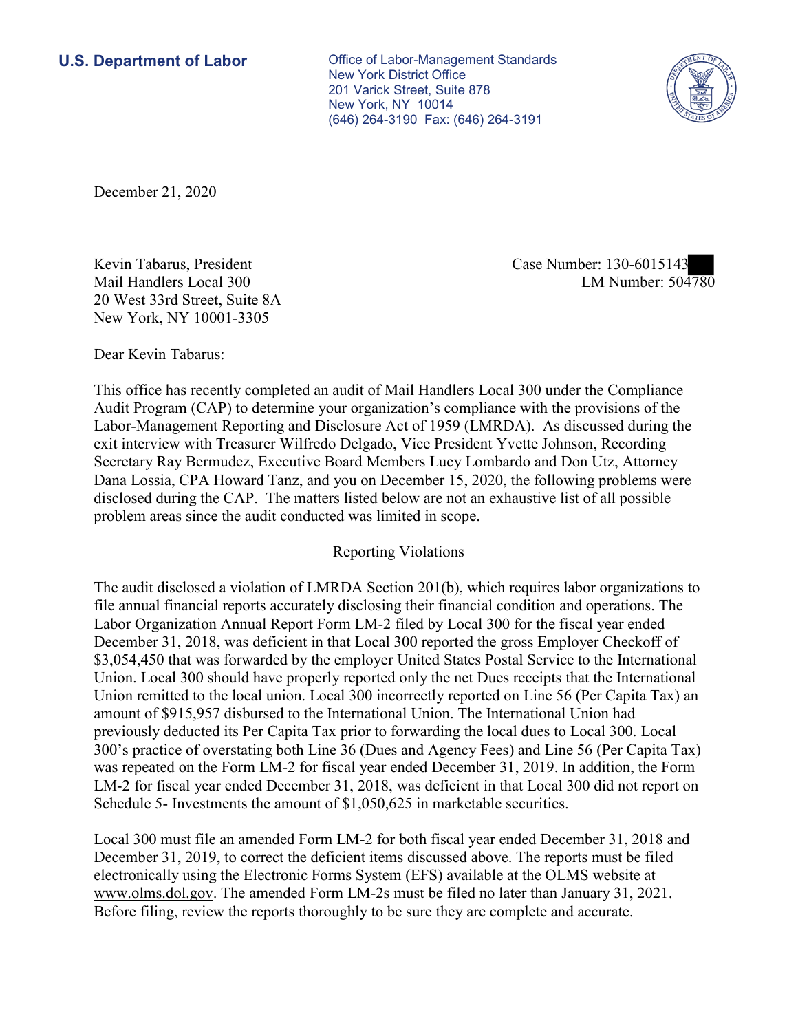**U.S. Department of Labor**

Office of Labor-Management Standards
New York District Office
201 Varick Street, Suite 878
New York, NY 10014
(646) 264-3190 Fax: (646) 264-3191

December 21, 2020

Kevin Tabarus, President
Mail Handlers Local 300
20 West 33rd Street, Suite 8A
New York, NY 10001-3305

Case Number: 130-6015143
LM Number: 504780

Dear Kevin Tabarus:

This office has recently completed an audit of Mail Handlers Local 300 under the Compliance Audit Program (CAP) to determine your organization's compliance with the provisions of the Labor-Management Reporting and Disclosure Act of 1959 (LMRDA). As discussed during the exit interview with Treasurer Wilfredo Delgado, Vice President Yvette Johnson, Recording Secretary Ray Bermudez, Executive Board Members Lucy Lombardo and Don Utz, Attorney Dana Lossia, CPA Howard Tanz, and you on December 15, 2020, the following problems were disclosed during the CAP. The matters listed below are not an exhaustive list of all possible problem areas since the audit conducted was limited in scope.

## Reporting Violations

The audit disclosed a violation of LMRDA Section 201(b), which requires labor organizations to file annual financial reports accurately disclosing their financial condition and operations. The Labor Organization Annual Report Form LM-2 filed by Local 300 for the fiscal year ended December 31, 2018, was deficient in that Local 300 reported the gross Employer Checkoff of $3,054,450 that was forwarded by the employer United States Postal Service to the International Union. Local 300 should have properly reported only the net Dues receipts that the International Union remitted to the local union. Local 300 incorrectly reported on Line 56 (Per Capita Tax) an amount of $915,957 disbursed to the International Union. The International Union had previously deducted its Per Capita Tax prior to forwarding the local dues to Local 300. Local 300's practice of overstating both Line 36 (Dues and Agency Fees) and Line 56 (Per Capita Tax) was repeated on the Form LM-2 for fiscal year ended December 31, 2019. In addition, the Form LM-2 for fiscal year ended December 31, 2018, was deficient in that Local 300 did not report on Schedule 5- Investments the amount of $1,050,625 in marketable securities.

Local 300 must file an amended Form LM-2 for both fiscal year ended December 31, 2018 and December 31, 2019, to correct the deficient items discussed above. The reports must be filed electronically using the Electronic Forms System (EFS) available at the OLMS website at www.olms.dol.gov. The amended Form LM-2s must be filed no later than January 31, 2021. Before filing, review the reports thoroughly to be sure they are complete and accurate.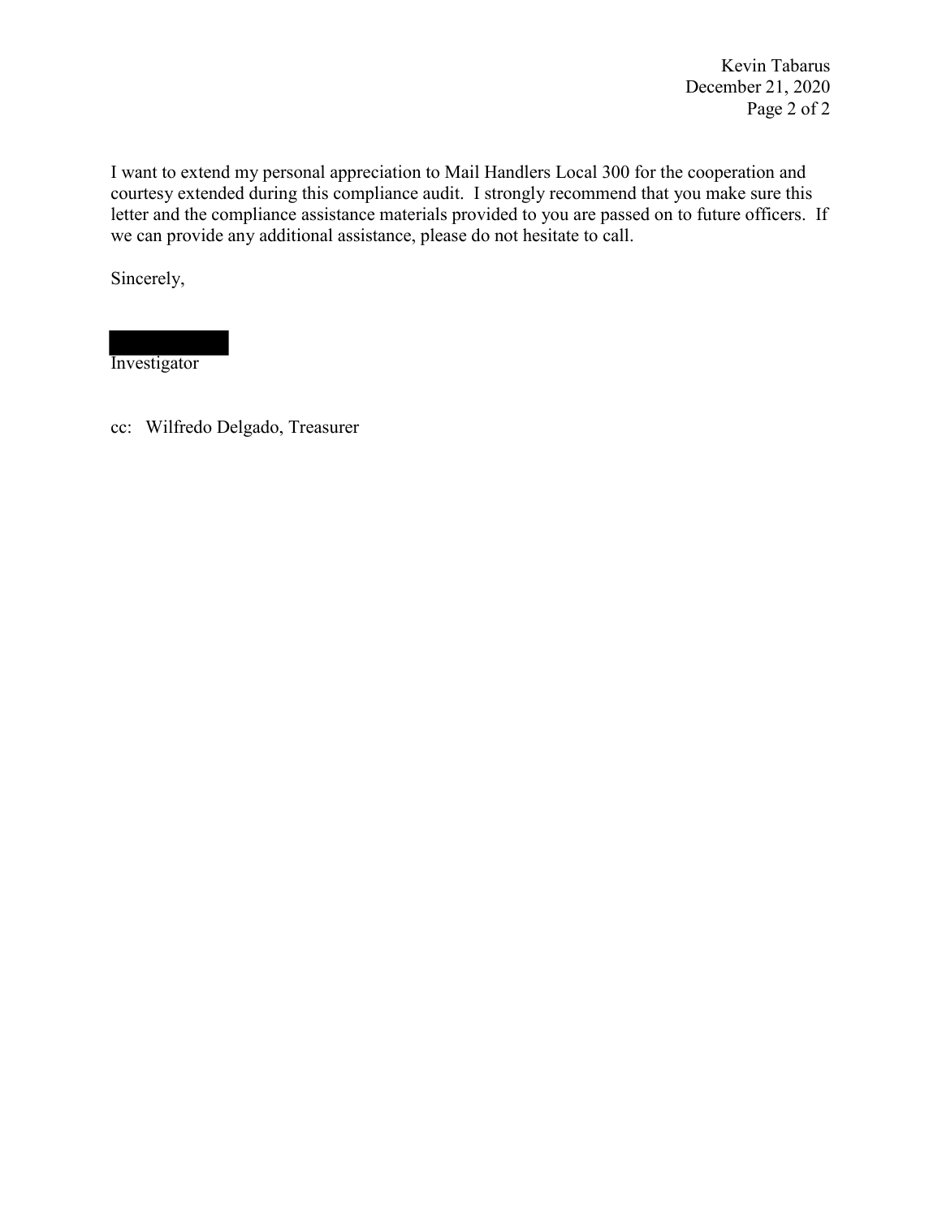I want to extend my personal appreciation to Mail Handlers Local 300 for the cooperation and courtesy extended during this compliance audit. I strongly recommend that you make sure this letter and the compliance assistance materials provided to you are passed on to future officers. If we can provide any additional assistance, please do not hesitate to call.

Sincerely,

Investigator

cc: Wilfredo Delgado, Treasurer